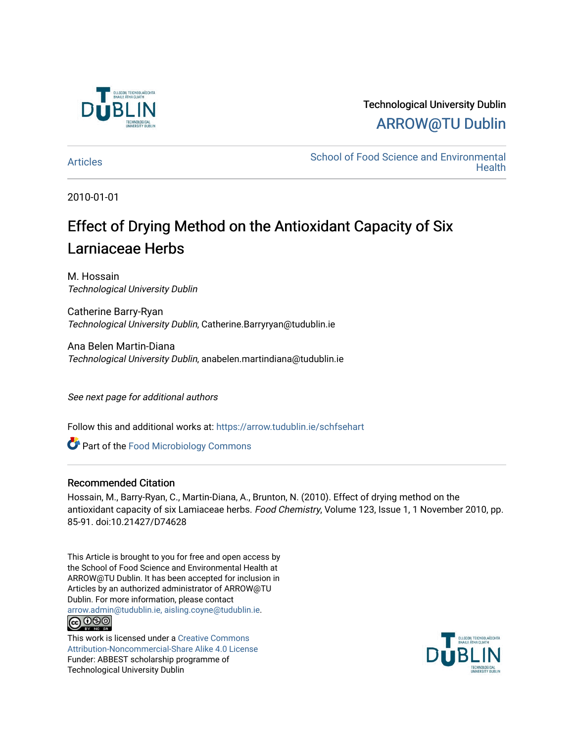Technological University Dublin

ARROW@TU Dublin

Articles

School of Food Science and Environmental Health

2010-01-01

# Effect of Drying Method on the Antioxidant Capacity of Six Larniaceae Herbs

M. Hossain
*Technological University Dublin*

Catherine Barry-Ryan
*Technological University Dublin*, Catherine.Barryryan@tudublin.ie

Ana Belen Martin-Diana
*Technological University Dublin*, anabelen.martindiana@tudublin.ie

*See next page for additional authors*

Follow this and additional works at: https://arrow.tudublin.ie/schfsehart

Part of the Food Microbiology Commons

## Recommended Citation

Hossain, M., Barry-Ryan, C., Martin-Diana, A., Brunton, N. (2010). Effect of drying method on the antioxidant capacity of six Lamiaceae herbs. *Food Chemistry*, Volume 123, Issue 1, 1 November 2010, pp. 85-91. doi:10.21427/D74628

This Article is brought to you for free and open access by the School of Food Science and Environmental Health at ARROW@TU Dublin. It has been accepted for inclusion in Articles by an authorized administrator of ARROW@TU Dublin. For more information, please contact arrow.admin@tudublin.ie, aisling.coyne@tudublin.ie.

This work is licensed under a Creative Commons Attribution-Noncommercial-Share Alike 4.0 License
Funder: ABBEST scholarship programme of Technological University Dublin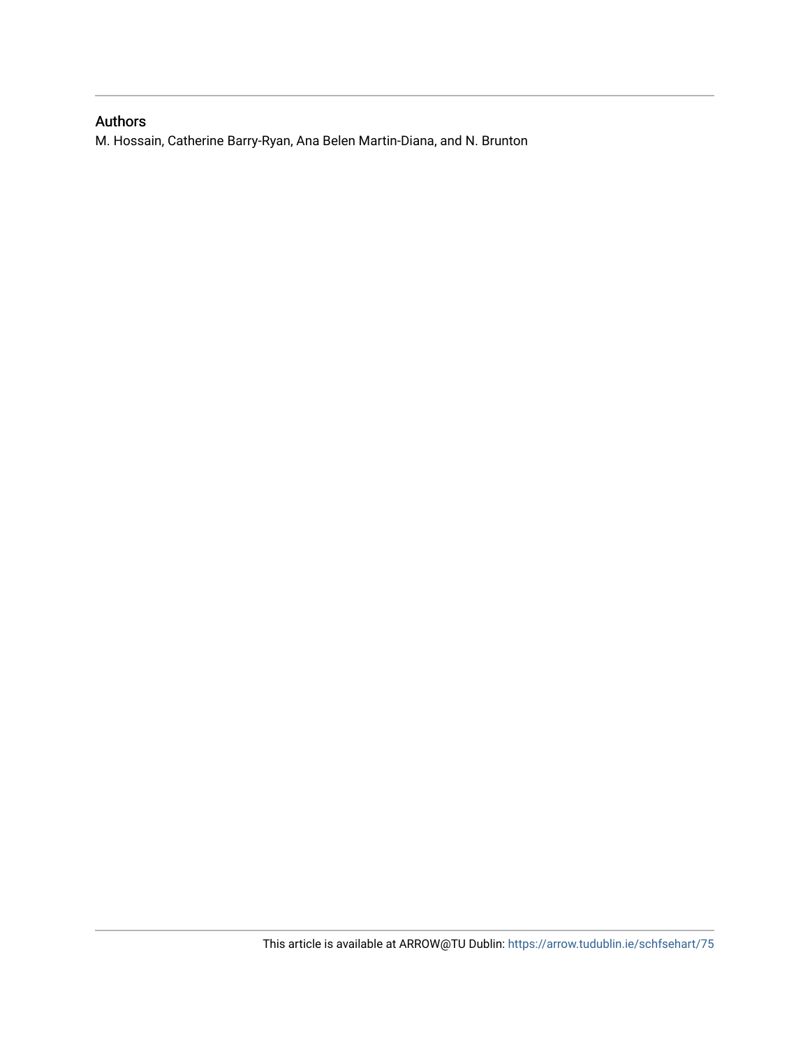## Authors

M. Hossain, Catherine Barry-Ryan, Ana Belen Martin-Diana, and N. Brunton

This article is available at ARROW@TU Dublin: https://arrow.tudublin.ie/schfsehart/75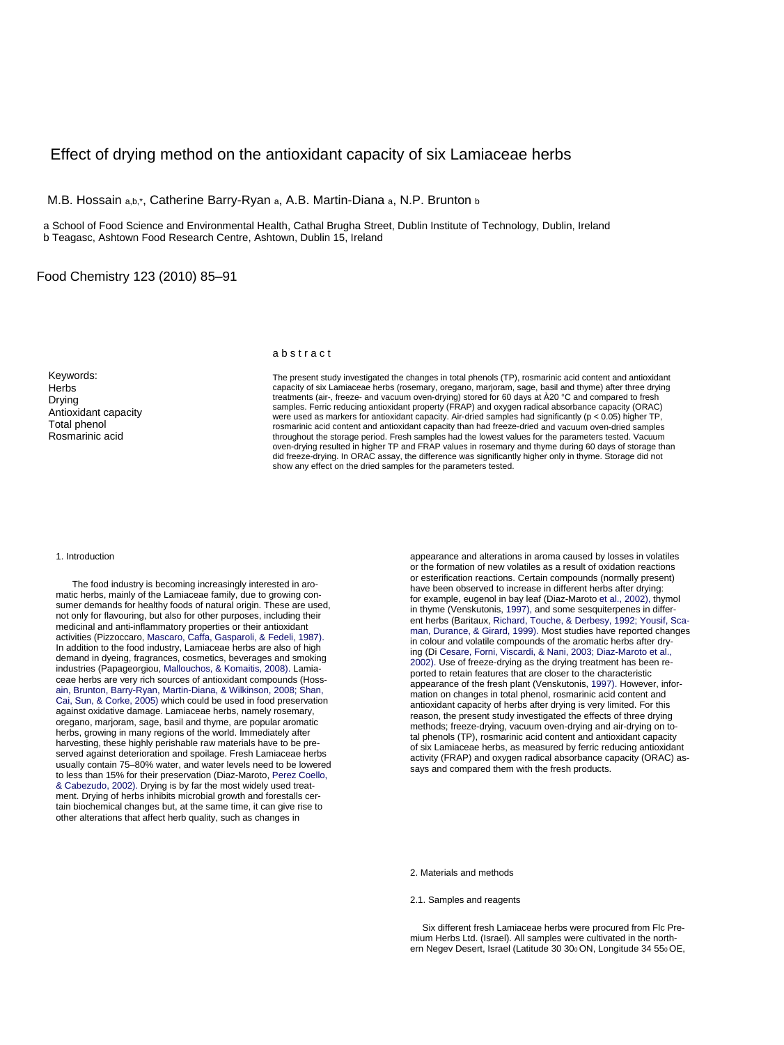# Effect of drying method on the antioxidant capacity of six Lamiaceae herbs

M.B. Hossain [a,b,*], Catherine Barry-Ryan [a], A.B. Martin-Diana [a], N.P. Brunton [b]

a School of Food Science and Environmental Health, Cathal Brugha Street, Dublin Institute of Technology, Dublin, Ireland
b Teagasc, Ashtown Food Research Centre, Ashtown, Dublin 15, Ireland

Food Chemistry 123 (2010) 85–91

Keywords:
Herbs
Drying
Antioxidant capacity
Total phenol
Rosmarinic acid

## abstract

The present study investigated the changes in total phenols (TP), rosmarinic acid content and antioxidant capacity of six Lamiaceae herbs (rosemary, oregano, marjoram, sage, basil and thyme) after three drying treatments (air-, freeze- and vacuum oven-drying) stored for 60 days at À20 °C and compared to fresh samples. Ferric reducing antioxidant property (FRAP) and oxygen radical absorbance capacity (ORAC) were used as markers for antioxidant capacity. Air-dried samples had significantly ($p < 0.05$) higher TP, rosmarinic acid content and antioxidant capacity than had freeze-dried and vacuum oven-dried samples throughout the storage period. Fresh samples had the lowest values for the parameters tested. Vacuum oven-drying resulted in higher TP and FRAP values in rosemary and thyme during 60 days of storage than did freeze-drying. In ORAC assay, the difference was significantly higher only in thyme. Storage did not show any effect on the dried samples for the parameters tested.

## 1. Introduction

The food industry is becoming increasingly interested in aromatic herbs, mainly of the Lamiaceae family, due to growing consumer demands for healthy foods of natural origin. These are used, not only for flavouring, but also for other purposes, including their medicinal and anti-inflammatory properties or their antioxidant activities (Pizzoccaro, Mascaro, Caffa, Gasparoli, & Fedeli, 1987). In addition to the food industry, Lamiaceae herbs are also of high demand in dyeing, fragrances, cosmetics, beverages and smoking industries (Papageorgiou, Mallouchos, & Komaitis, 2008). Lamiaceae herbs are very rich sources of antioxidant compounds (Hossain, Brunton, Barry-Ryan, Martin-Diana, & Wilkinson, 2008; Shan, Cai, Sun, & Corke, 2005) which could be used in food preservation against oxidative damage. Lamiaceae herbs, namely rosemary, oregano, marjoram, sage, basil and thyme, are popular aromatic herbs, growing in many regions of the world. Immediately after harvesting, these highly perishable raw materials have to be preserved against deterioration and spoilage. Fresh Lamiaceae herbs usually contain 75–80% water, and water levels need to be lowered to less than 15% for their preservation (Diaz-Maroto, Perez Coello, & Cabezudo, 2002). Drying is by far the most widely used treatment. Drying of herbs inhibits microbial growth and forestalls certain biochemical changes but, at the same time, it can give rise to other alterations that affect herb quality, such as changes in appearance and alterations in aroma caused by losses in volatiles or the formation of new volatiles as a result of oxidation reactions or esterification reactions. Certain compounds (normally present) have been observed to increase in different herbs after drying: for example, eugenol in bay leaf (Diaz-Maroto et al., 2002), thymol in thyme (Venskutonis, 1997), and some sesquiterpenes in different herbs (Baritaux, Richard, Touche, & Derbesy, 1992; Yousif, Scaman, Durance, & Girard, 1999). Most studies have reported changes in colour and volatile compounds of the aromatic herbs after drying (Di Cesare, Forni, Viscardi, & Nani, 2003; Diaz-Maroto et al., 2002). Use of freeze-drying as the drying treatment has been reported to retain features that are closer to the characteristic appearance of the fresh plant (Venskutonis, 1997). However, information on changes in total phenol, rosmarinic acid content and antioxidant capacity of herbs after drying is very limited. For this reason, the present study investigated the effects of three drying methods; freeze-drying, vacuum oven-drying and air-drying on total phenols (TP), rosmarinic acid content and antioxidant capacity of six Lamiaceae herbs, as measured by ferric reducing antioxidant activity (FRAP) and oxygen radical absorbance capacity (ORAC) assays and compared them with the fresh products.

## 2. Materials and methods

### 2.1. Samples and reagents

Six different fresh Lamiaceae herbs were procured from Flc Premium Herbs Ltd. (Israel). All samples were cultivated in the northern Negev Desert, Israel (Latitude 30 30° ON, Longitude 34 55° OE,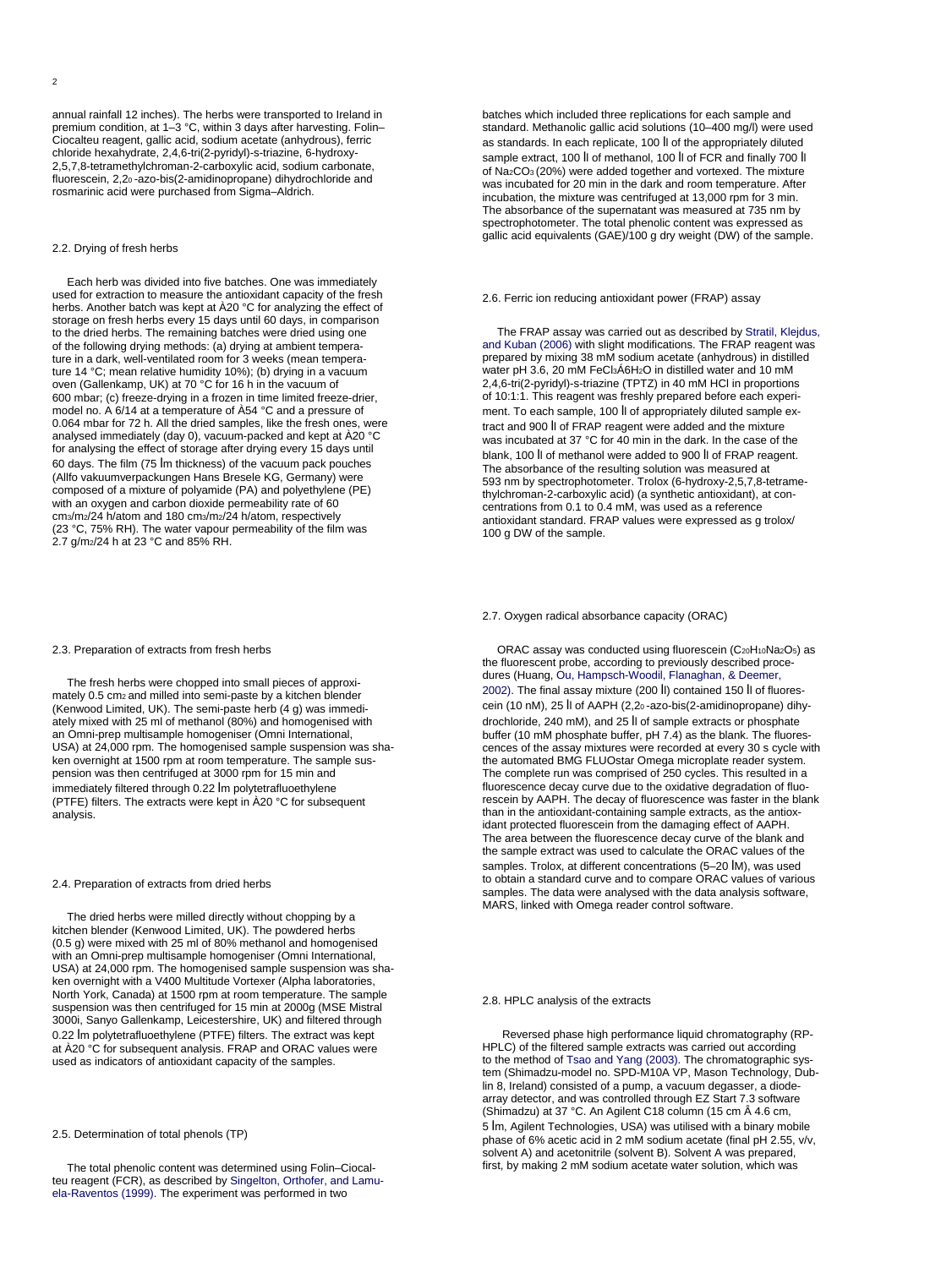annual rainfall 12 inches). The herbs were transported to Ireland in premium condition, at 1–3 °C, within 3 days after harvesting. Folin–Ciocalteu reagent, gallic acid, sodium acetate (anhydrous), ferric chloride hexahydrate, 2,4,6-tri(2-pyridyl)-s-triazine, 6-hydroxy-2,5,7,8-tetramethylchroman-2-carboxylic acid, sodium carbonate, fluorescein, 2,2′-azo-bis(2-amidinopropane) dihydrochloride and rosmarinic acid were purchased from Sigma–Aldrich.

### 2.2. Drying of fresh herbs

Each herb was divided into five batches. One was immediately used for extraction to measure the antioxidant capacity of the fresh herbs. Another batch was kept at −20 °C for analyzing the effect of storage on fresh herbs every 15 days until 60 days, in comparison to the dried herbs. The remaining batches were dried using one of the following drying methods: (a) drying at ambient temperature in a dark, well-ventilated room for 3 weeks (mean temperature 14 °C; mean relative humidity 10%); (b) drying in a vacuum oven (Gallenkamp, UK) at 70 °C for 16 h in the vacuum of 600 mbar; (c) freeze-drying in a frozen in time limited freeze-drier, model no. A 6/14 at a temperature of −54 °C and a pressure of 0.064 mbar for 72 h. All the dried samples, like the fresh ones, were analysed immediately (day 0), vacuum-packed and kept at −20 °C for analysing the effect of storage after drying every 15 days until 60 days. The film (75 μm thickness) of the vacuum pack pouches (Allfo vakuumverpackungen Hans Bresele KG, Germany) were composed of a mixture of polyamide (PA) and polyethylene (PE) with an oxygen and carbon dioxide permeability rate of 60 $cm^3/m^2$/24 h/atom and 180 $cm^3/m^2$/24 h/atom, respectively (23 °C, 75% RH). The water vapour permeability of the film was 2.7 $g/m^2$/24 h at 23 °C and 85% RH.

### 2.3. Preparation of extracts from fresh herbs

The fresh herbs were chopped into small pieces of approximately 0.5 $cm^2$ and milled into semi-paste by a kitchen blender (Kenwood Limited, UK). The semi-paste herb (4 g) was immediately mixed with 25 ml of methanol (80%) and homogenised with an Omni-prep multisample homogeniser (Omni International, USA) at 24,000 rpm. The homogenised sample suspension was shaken overnight at 1500 rpm at room temperature. The sample suspension was then centrifuged at 3000 rpm for 15 min and immediately filtered through 0.22 μm polytetrafluoethylene (PTFE) filters. The extracts were kept in −20 °C for subsequent analysis.

### 2.4. Preparation of extracts from dried herbs

The dried herbs were milled directly without chopping by a kitchen blender (Kenwood Limited, UK). The powdered herbs (0.5 g) were mixed with 25 ml of 80% methanol and homogenised with an Omni-prep multisample homogeniser (Omni International, USA) at 24,000 rpm. The homogenised sample suspension was shaken overnight with a V400 Multitude Vortexer (Alpha laboratories, North York, Canada) at 1500 rpm at room temperature. The sample suspension was then centrifuged for 15 min at 2000g (MSE Mistral 3000i, Sanyo Gallenkamp, Leicestershire, UK) and filtered through 0.22 μm polytetrafluoethylene (PTFE) filters. The extract was kept at −20 °C for subsequent analysis. FRAP and ORAC values were used as indicators of antioxidant capacity of the samples.

### 2.5. Determination of total phenols (TP)

The total phenolic content was determined using Folin–Ciocalteu reagent (FCR), as described by Singelton, Orthofer, and Lamuela-Raventos (1999). The experiment was performed in two batches which included three replications for each sample and standard. Methanolic gallic acid solutions (10–400 mg/l) were used as standards. In each replicate, 100 μl of the appropriately diluted sample extract, 100 μl of methanol, 100 μl of FCR and finally 700 μl of $Na_2CO_3$ (20%) were added together and vortexed. The mixture was incubated for 20 min in the dark and room temperature. After incubation, the mixture was centrifuged at 13,000 rpm for 3 min. The absorbance of the supernatant was measured at 735 nm by spectrophotometer. The total phenolic content was expressed as gallic acid equivalents (GAE)/100 g dry weight (DW) of the sample.

### 2.6. Ferric ion reducing antioxidant power (FRAP) assay

The FRAP assay was carried out as described by Stratil, Klejdus, and Kuban (2006) with slight modifications. The FRAP reagent was prepared by mixing 38 mM sodium acetate (anhydrous) in distilled water pH 3.6, 20 mM $FeCl_3 \cdot 6H_2O$ in distilled water and 10 mM 2,4,6-tri(2-pyridyl)-s-triazine (TPTZ) in 40 mM HCl in proportions of 10:1:1. This reagent was freshly prepared before each experiment. To each sample, 100 μl of appropriately diluted sample extract and 900 μl of FRAP reagent were added and the mixture was incubated at 37 °C for 40 min in the dark. In the case of the blank, 100 μl of methanol were added to 900 μl of FRAP reagent. The absorbance of the resulting solution was measured at 593 nm by spectrophotometer. Trolox (6-hydroxy-2,5,7,8-tetramethylchroman-2-carboxylic acid) (a synthetic antioxidant), at concentrations from 0.1 to 0.4 mM, was used as a reference antioxidant standard. FRAP values were expressed as g trolox/100 g DW of the sample.

### 2.7. Oxygen radical absorbance capacity (ORAC)

ORAC assay was conducted using fluorescein ($C_{20}H_{10}Na_2O_5$) as the fluorescent probe, according to previously described procedures (Huang, Ou, Hampsch-Woodil, Flanaghan, & Deemer, 2002). The final assay mixture (200 μl) contained 150 μl of fluorescein (10 nM), 25 μl of AAPH (2,2′-azo-bis(2-amidinopropane) dihydrochloride, 240 mM), and 25 μl of sample extracts or phosphate buffer (10 mM phosphate buffer, pH 7.4) as the blank. The fluorescences of the assay mixtures were recorded at every 30 s cycle with the automated BMG FLUOstar Omega microplate reader system. The complete run was comprised of 250 cycles. This resulted in a fluorescence decay curve due to the oxidative degradation of fluorescein by AAPH. The decay of fluorescence was faster in the blank than in the antioxidant-containing sample extracts, as the antioxidant protected fluorescein from the damaging effect of AAPH. The area between the fluorescence decay curve of the blank and the sample extract was used to calculate the ORAC values of the samples. Trolox, at different concentrations (5–20 μM), was used to obtain a standard curve and to compare ORAC values of various samples. The data were analysed with the data analysis software, MARS, linked with Omega reader control software.

### 2.8. HPLC analysis of the extracts

Reversed phase high performance liquid chromatography (RP-HPLC) of the filtered sample extracts was carried out according to the method of Tsao and Yang (2003). The chromatographic system (Shimadzu-model no. SPD-M10A VP, Mason Technology, Dublin 8, Ireland) consisted of a pump, a vacuum degasser, a diode-array detector, and was controlled through EZ Start 7.3 software (Shimadzu) at 37 °C. An Agilent C18 column (15 cm × 4.6 cm, 5 μm, Agilent Technologies, USA) was utilised with a binary mobile phase of 6% acetic acid in 2 mM sodium acetate (final pH 2.55, v/v, solvent A) and acetonitrile (solvent B). Solvent A was prepared, first, by making 2 mM sodium acetate water solution, which was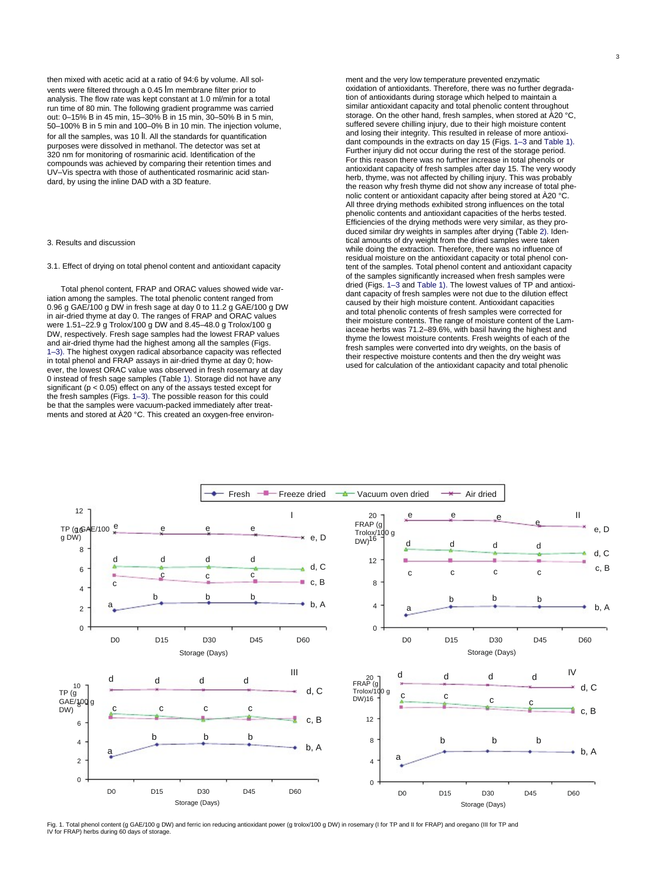then mixed with acetic acid at a ratio of 94:6 by volume. All solvents were filtered through a 0.45 μm membrane filter prior to analysis. The flow rate was kept constant at 1.0 ml/min for a total run time of 80 min. The following gradient programme was carried out: 0–15% B in 45 min, 15–30% B in 15 min, 30–50% B in 5 min, 50–100% B in 5 min and 100–0% B in 10 min. The injection volume, for all the samples, was 10 μl. All the standards for quantification purposes were dissolved in methanol. The detector was set at 320 nm for monitoring of rosmarinic acid. Identification of the compounds was achieved by comparing their retention times and UV–Vis spectra with those of authenticated rosmarinic acid standard, by using the inline DAD with a 3D feature.

## 3. Results and discussion

### 3.1. Effect of drying on total phenol content and antioxidant capacity

Total phenol content, FRAP and ORAC values showed wide variation among the samples. The total phenolic content ranged from 0.96 g GAE/100 g DW in fresh sage at day 0 to 11.2 g GAE/100 g DW in air-dried thyme at day 0. The ranges of FRAP and ORAC values were 1.51–22.9 g Trolox/100 g DW and 8.45–48.0 g Trolox/100 g DW, respectively. Fresh sage samples had the lowest FRAP values and air-dried thyme had the highest among all the samples (Figs. 1–3). The highest oxygen radical absorbance capacity was reflected in total phenol and FRAP assays in air-dried thyme at day 0; however, the lowest ORAC value was observed in fresh rosemary at day 0 instead of fresh sage samples (Table 1). Storage did not have any significant ($p < 0.05$) effect on any of the assays tested except for the fresh samples (Figs. 1–3). The possible reason for this could be that the samples were vacuum-packed immediately after treatments and stored at −20 °C. This created an oxygen-free environment and the very low temperature prevented enzymatic oxidation of antioxidants. Therefore, there was no further degradation of antioxidants during storage which helped to maintain a similar antioxidant capacity and total phenolic content throughout storage. On the other hand, fresh samples, when stored at −20 °C, suffered severe chilling injury, due to their high moisture content and losing their integrity. This resulted in release of more antioxidant compounds in the extracts on day 15 (Figs. 1–3 and Table 1). Further injury did not occur during the rest of the storage period. For this reason there was no further increase in total phenols or antioxidant capacity of fresh samples after day 15. The very woody herb, thyme, was not affected by chilling injury. This was probably the reason why fresh thyme did not show any increase of total phenolic content or antioxidant capacity after being stored at −20 °C. All three drying methods exhibited strong influences on the total phenolic contents and antioxidant capacities of the herbs tested. Efficiencies of the drying methods were very similar, as they produced similar dry weights in samples after drying (Table 2). Identical amounts of dry weight from the dried samples were taken while doing the extraction. Therefore, there was no influence of residual moisture on the antioxidant capacity or total phenol content of the samples. Total phenol content and antioxidant capacity of the samples significantly increased when fresh samples were dried (Figs. 1–3 and Table 1). The lowest values of TP and antioxidant capacity of fresh samples were not due to the dilution effect caused by their high moisture content. Antioxidant capacities and total phenolic contents of fresh samples were corrected for their moisture contents. The range of moisture content of the Lamiaceae herbs was 71.2–89.6%, with basil having the highest and thyme the lowest moisture contents. Fresh weights of each of the fresh samples were converted into dry weights, on the basis of their respective moisture contents and then the dry weight was used for calculation of the antioxidant capacity and total phenolic

Fig. 1. Total phenol content (g GAE/100 g DW) and ferric ion reducing antioxidant power (g trolox/100 g DW) in rosemary (I for TP and II for FRAP) and oregano (III for TP and IV for FRAP) herbs during 60 days of storage.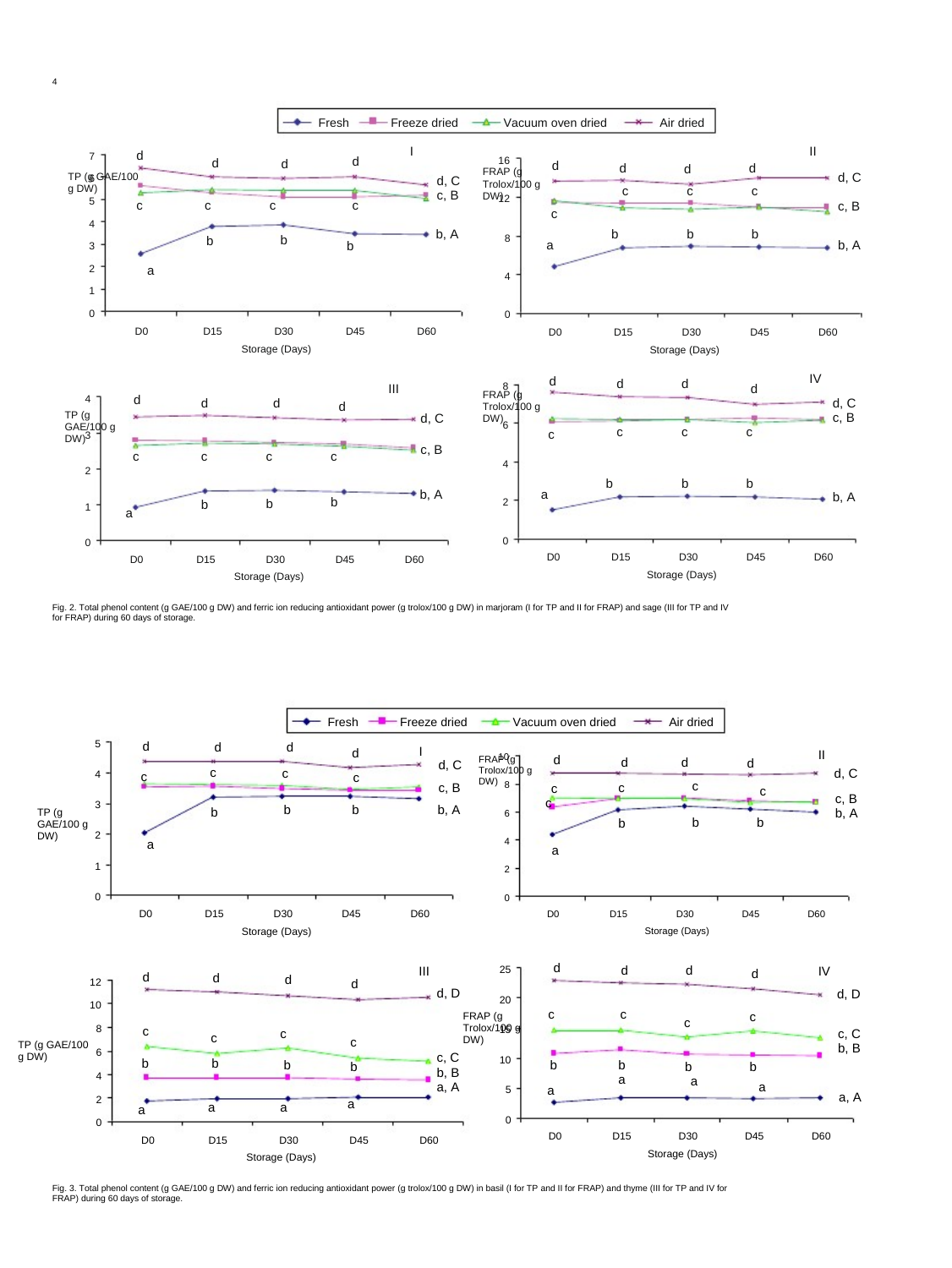Fig. 2. Total phenol content (g GAE/100 g DW) and ferric ion reducing antioxidant power (g trolox/100 g DW) in marjoram (I for TP and II for FRAP) and sage (III for TP and IV for FRAP) during 60 days of storage.

Fig. 3. Total phenol content (g GAE/100 g DW) and ferric ion reducing antioxidant power (g trolox/100 g DW) in basil (I for TP and II for FRAP) and thyme (III for TP and IV for FRAP) during 60 days of storage.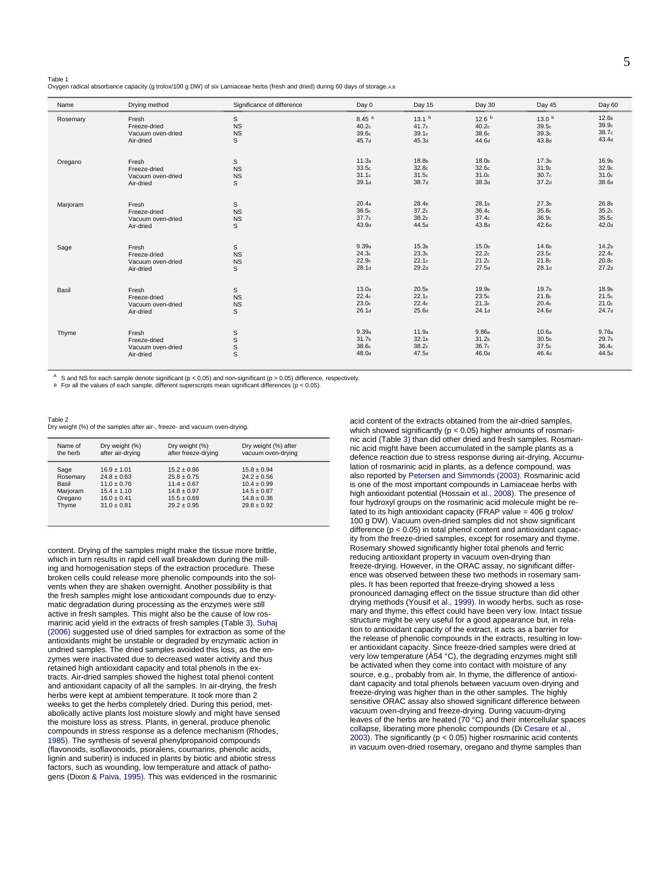Table 1
Oxygen radical absorbance capacity (g trolox/100 g DW) of six Lamiaceae herbs (fresh and dried) during 60 days of storage.[A,B]

| Name | Drying method | Significance of difference | Day 0 | Day 15 | Day 30 | Day 45 | Day 60 |
|---|---|---|---|---|---|---|---|
| Rosemary | Fresh | S | 8.45 [a] | 13.1 [b] | 12.6 [b] | 13.0 [b] | 12.6[b] |
| | Freeze-dried | NS | 40.2[c] | 41.7[c] | 40.2[c] | 39.5[c] | 39.9[c] |
| | Vacuum oven-dried | NS | 39.6[c] | 39.1[c] | 38.6[c] | 39.3[c] | 38.7[c] |
| | Air-dried | S | 45.7[d] | 45.3[d] | 44.6[d] | 43.8[d] | 43.4[d] |
| Oregano | Fresh | S | 11.3[a] | 18.8[b] | 18.0[b] | 17.3[b] | 16.9[b] |
| | Freeze-dried | NS | 33.5[c] | 32.8[c] | 32.6[c] | 31.9[c] | 32.9[c] |
| | Vacuum oven-dried | NS | 31.1[c] | 31.5[c] | 31.0[c] | 30.7[c] | 31.0[c] |
| | Air-dried | S | 39.1[d] | 38.7[d] | 38.3[d] | 37.2[d] | 38.6[d] |
| Marjoram | Fresh | S | 20.4[a] | 28.4[b] | 28.1[b] | 27.3[b] | 26.8[b] |
| | Freeze-dried | NS | 36.5[c] | 37.2[c] | 36.4[c] | 35.8[c] | 35.2[c] |
| | Vacuum oven-dried | NS | 37.7[c] | 38.2[c] | 37.4[c] | 36.9[c] | 35.5[c] |
| | Air-dried | S | 43.9[d] | 44.5[d] | 43.8[d] | 42.6[d] | 42.0[d] |
| Sage | Fresh | S | 9.39[a] | 15.3[b] | 15.0[b] | 14.6[b] | 14.2[b] |
| | Freeze-dried | NS | 24.3[c] | 23.3[c] | 22.2[c] | 23.5[c] | 22.4[c] |
| | Vacuum oven-dried | NS | 22.9[c] | 22.1[c] | 21.2[c] | 21.8[c] | 20.8[c] |
| | Air-dried | S | 28.1[d] | 29.2[d] | 27.5[d] | 28.1[d] | 27.2[d] |
| Basil | Fresh | S | 13.0[a] | 20.5[b] | 19.9[b] | 19.7[b] | 18.9[b] |
| | Freeze-dried | NS | 22.4[c] | 22.1[c] | 23.5[c] | 21.8[c] | 21.5[c] |
| | Vacuum oven-dried | NS | 23.0[c] | 22.4[c] | 21.3[c] | 20.4[c] | 21.0[c] |
| | Air-dried | S | 26.1[d] | 25.6[d] | 24.1[d] | 24.6[d] | 24.7[d] |
| Thyme | Fresh | S | 9.39[a] | 11.9[a] | 9.86[a] | 10.6[a] | 9.76[a] |
| | Freeze-dried | S | 31.7[b] | 32.1[b] | 31.2[b] | 30.5[b] | 29.7[b] |
| | Vacuum oven-dried | S | 38.6[c] | 38.2[c] | 36.7[c] | 37.5[c] | 36.4[c] |
| | Air-dried | S | 48.0[d] | 47.5[d] | 46.0[d] | 46.4[d] | 44.5[d] |

[A] S and NS for each sample denote significant ($p < 0.05$) and non-significant ($p > 0.05$) difference, respectively.
[B] For all the values of each sample, different superscripts mean significant differences ($p < 0.05$).

Table 2
Dry weight (%) of the samples after air-, freeze- and vacuum oven-drying.

| Name of the herb | Dry weight (%) after air-drying | Dry weight (%) after freeze-drying | Dry weight (%) after vacuum oven-drying |
|---|---|---|---|
| Sage | 16.9 ± 1.01 | 15.2 ± 0.86 | 15.8 ± 0.94 |
| Rosemary | 24.8 ± 0.63 | 25.8 ± 0.75 | 24.2 ± 0.56 |
| Basil | 11.0 ± 0.76 | 11.4 ± 0.67 | 10.4 ± 0.99 |
| Marjoram | 15.4 ± 1.10 | 14.8 ± 0.97 | 14.5 ± 0.87 |
| Oregano | 16.0 ± 0.41 | 15.5 ± 0.69 | 14.8 ± 0.36 |
| Thyme | 31.0 ± 0.81 | 29.2 ± 0.95 | 29.8 ± 0.92 |

content. Drying of the samples might make the tissue more brittle, which in turn results in rapid cell wall breakdown during the milling and homogenisation steps of the extraction procedure. These broken cells could release more phenolic compounds into the solvents when they are shaken overnight. Another possibility is that the fresh samples might lose antioxidant compounds due to enzymatic degradation during processing as the enzymes were still active in fresh samples. This might also be the cause of low rosmarinic acid yield in the extracts of fresh samples (Table 3). Suhaj (2006) suggested use of dried samples for extraction as some of the antioxidants might be unstable or degraded by enzymatic action in undried samples. The dried samples avoided this loss, as the enzymes were inactivated due to decreased water activity and thus retained high antioxidant capacity and total phenols in the extracts. Air-dried samples showed the highest total phenol content and antioxidant capacity of all the samples. In air-drying, the fresh herbs were kept at ambient temperature. It took more than 2 weeks to get the herbs completely dried. During this period, metabolically active plants lost moisture slowly and might have sensed the moisture loss as stress. Plants, in general, produce phenolic compounds in stress response as a defence mechanism (Rhodes, 1985). The synthesis of several phenylpropanoid compounds (flavonoids, isoflavonoids, psoralens, coumarins, phenolic acids, lignin and suberin) is induced in plants by biotic and abiotic stress factors, such as wounding, low temperature and attack of pathogens (Dixon & Paiva, 1995). This was evidenced in the rosmarinic acid content of the extracts obtained from the air-dried samples, which showed significantly ($p < 0.05$) higher amounts of rosmarinic acid (Table 3) than did other dried and fresh samples. Rosmarinic acid might have been accumulated in the sample plants as a defence reaction due to stress response during air-drying. Accumulation of rosmarinic acid in plants, as a defence compound, was also reported by Petersen and Simmonds (2003). Rosmarinic acid is one of the most important compounds in Lamiaceae herbs with high antioxidant potential (Hossain et al., 2008). The presence of four hydroxyl groups on the rosmarinic acid molecule might be related to its high antioxidant capacity (FRAP value = 406 g trolox/100 g DW). Vacuum oven-dried samples did not show significant difference ($p < 0.05$) in total phenol content and antioxidant capacity from the freeze-dried samples, except for rosemary and thyme. Rosemary showed significantly higher total phenols and ferric reducing antioxidant property in vacuum oven-drying than freeze-drying. However, in the ORAC assay, no significant difference was observed between these two methods in rosemary samples. It has been reported that freeze-drying showed a less pronounced damaging effect on the tissue structure than did other drying methods (Yousif et al., 1999). In woody herbs, such as rosemary and thyme, this effect could have been very low. Intact tissue structure might be very useful for a good appearance but, in relation to antioxidant capacity of the extract, it acts as a barrier for the release of phenolic compounds in the extracts, resulting in lower antioxidant capacity. Since freeze-dried samples were dried at very low temperature (À54 °C), the degrading enzymes might still be activated when they come into contact with moisture of any source, e.g., probably from air. In thyme, the difference of antioxidant capacity and total phenols between vacuum oven-drying and freeze-drying was higher than in the other samples. The highly sensitive ORAC assay also showed significant difference between vacuum oven-drying and freeze-drying. During vacuum-drying leaves of the herbs are heated (70 °C) and their intercellular spaces collapse, liberating more phenolic compounds (Di Cesare et al., 2003). The significantly ($p < 0.05$) higher rosmarinic acid contents in vacuum oven-dried rosemary, oregano and thyme samples than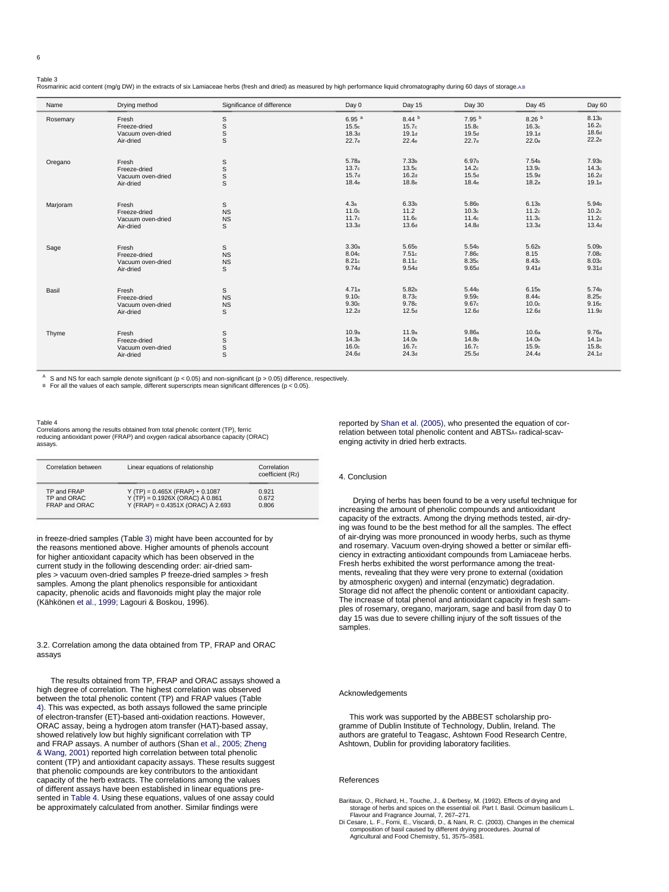Table 3
Rosmarinic acid content (mg/g DW) in the extracts of six Lamiaceae herbs (fresh and dried) as measured by high performance liquid chromatography during 60 days of storage.[A,B]

| Name | Drying method | Significance of difference | Day 0 | Day 15 | Day 30 | Day 45 | Day 60 |
|---|---|---|---|---|---|---|---|
| Rosemary | Fresh | S | 6.95 [a] | 8.44 [b] | 7.95 [b] | 8.26 [b] | 8.13[b] |
| | Freeze-dried | S | 15.5[c] | 15.7[c] | 15.8[c] | 16.3[c] | 16.2[c] |
| | Vacuum oven-dried | S | 18.3[d] | 19.1[d] | 19.5[d] | 19.1[d] | 18.6[d] |
| | Air-dried | S | 22.7[e] | 22.4[e] | 22.7[e] | 22.0[e] | 22.2[e] |
| Oregano | Fresh | S | 5.78[a] | 7.33[b] | 6.97[b] | 7.54[b] | 7.93[b] |
| | Freeze-dried | S | 13.7[c] | 13.5[c] | 14.2[c] | 13.9[c] | 14.3[c] |
| | Vacuum oven-dried | S | 15.7[d] | 16.2[d] | 15.5[d] | 15.9[d] | 16.2[d] |
| | Air-dried | S | 18.4[e] | 18.8[e] | 18.4[e] | 18.2[e] | 19.1[e] |
| Marjoram | Fresh | S | 4.3[a] | 6.33[b] | 5.86[b] | 6.13[b] | 5.94[b] |
| | Freeze-dried | NS | 11.0[c] | 11.2 | 10.3[c] | 11.2[c] | 10.2[c] |
| | Vacuum oven-dried | NS | 11.7[c] | 11.6[c] | 11.4[c] | 11.3[c] | 11.2[c] |
| | Air-dried | S | 13.3[d] | 13.6[d] | 14.8[d] | 13.3[d] | 13.4[d] |
| Sage | Fresh | S | 3.30[a] | 5.65[b] | 5.54[b] | 5.62[b] | 5.09[b] |
| | Freeze-dried | NS | 8.04[c] | 7.51[c] | 7.86[c] | 8.15 | 7.08[c] |
| | Vacuum oven-dried | NS | 8.21[c] | 8.11[c] | 8.35[c] | 8.43[c] | 8.03[c] |
| | Air-dried | S | 9.74[d] | 9.54[d] | 9.65[d] | 9.41[d] | 9.31[d] |
| Basil | Fresh | S | 4.71[a] | 5.82[b] | 5.44[b] | 6.15[b] | 5.74[b] |
| | Freeze-dried | NS | 9.10[c] | 8.73[c] | 9.59[c] | 8.44[c] | 8.25[c] |
| | Vacuum oven-dried | NS | 9.30[c] | 9.78[c] | 9.67[c] | 10.0[c] | 9.16[c] |
| | Air-dried | S | 12.2[d] | 12.5[d] | 12.6[d] | 12.6[d] | 11.9[d] |
| Thyme | Fresh | S | 10.9[a] | 11.9[a] | 9.86[a] | 10.6[a] | 9.76[a] |
| | Freeze-dried | S | 14.3[b] | 14.0[b] | 14.8[b] | 14.0[b] | 14.1[b] |
| | Vacuum oven-dried | S | 16.0[c] | 16.7[c] | 16.7[c] | 15.9[c] | 15.8[c] |
| | Air-dried | S | 24.6[d] | 24.3[d] | 25.5[d] | 24.4[d] | 24.1[d] |

[A] S and NS for each sample denote significant ($p < 0.05$) and non-significant ($p > 0.05$) difference, respectively.
[B] For all the values of each sample, different superscripts mean significant differences ($p < 0.05$).

Table 4
Correlations among the results obtained from total phenolic content (TP), ferric reducing antioxidant power (FRAP) and oxygen radical absorbance capacity (ORAC) assays.

| Correlation between | Linear equations of relationship | Correlation coefficient ($R^2$) |
|---|---|---|
| TP and FRAP | Y (TP) = 0.465X (FRAP) + 0.1087 | 0.921 |
| TP and ORAC | Y (TP) = 0.1926X (ORAC) À 0.861 | 0.672 |
| FRAP and ORAC | Y (FRAP) = 0.4351X (ORAC) À 2.693 | 0.806 |

in freeze-dried samples (Table 3) might have been accounted for by the reasons mentioned above. Higher amounts of phenols account for higher antioxidant capacity which has been observed in the current study in the following descending order: air-dried samples > vacuum oven-dried samples P freeze-dried samples > fresh samples. Among the plant phenolics responsible for antioxidant capacity, phenolic acids and flavonoids might play the major role (Kähkönen et al., 1999; Lagouri & Boskou, 1996).

### 3.2. Correlation among the data obtained from TP, FRAP and ORAC assays

The results obtained from TP, FRAP and ORAC assays showed a high degree of correlation. The highest correlation was observed between the total phenolic content (TP) and FRAP values (Table 4). This was expected, as both assays followed the same principle of electron-transfer (ET)-based anti-oxidation reactions. However, ORAC assay, being a hydrogen atom transfer (HAT)-based assay, showed relatively low but highly significant correlation with TP and FRAP assays. A number of authors (Shan et al., 2005; Zheng & Wang, 2001) reported high correlation between total phenolic content (TP) and antioxidant capacity assays. These results suggest that phenolic compounds are key contributors to the antioxidant capacity of the herb extracts. The correlations among the values of different assays have been established in linear equations presented in Table 4. Using these equations, values of one assay could be approximately calculated from another. Similar findings were reported by Shan et al. (2005), who presented the equation of correlation between total phenolic content and $ABTS^{+}$ radical-scavenging activity in dried herb extracts.

## 4. Conclusion

Drying of herbs has been found to be a very useful technique for increasing the amount of phenolic compounds and antioxidant capacity of the extracts. Among the drying methods tested, air-drying was found to be the best method for all the samples. The effect of air-drying was more pronounced in woody herbs, such as thyme and rosemary. Vacuum oven-drying showed a better or similar efficiency in extracting antioxidant compounds from Lamiaceae herbs. Fresh herbs exhibited the worst performance among the treatments, revealing that they were very prone to external (oxidation by atmospheric oxygen) and internal (enzymatic) degradation. Storage did not affect the phenolic content or antioxidant capacity. The increase of total phenol and antioxidant capacity in fresh samples of rosemary, oregano, marjoram, sage and basil from day 0 to day 15 was due to severe chilling injury of the soft tissues of the samples.

## Acknowledgements

This work was supported by the ABBEST scholarship programme of Dublin Institute of Technology, Dublin, Ireland. The authors are grateful to Teagasc, Ashtown Food Research Centre, Ashtown, Dublin for providing laboratory facilities.

## References

Baritaux, O., Richard, H., Touche, J., & Derbesy, M. (1992). Effects of drying and storage of herbs and spices on the essential oil. Part I. Basil. Ocimum basilicum L. Flavour and Fragrance Journal, 7, 267–271.

Di Cesare, L. F., Forni, E., Viscardi, D., & Nani, R. C. (2003). Changes in the chemical composition of basil caused by different drying procedures. Journal of Agricultural and Food Chemistry, 51, 3575–3581.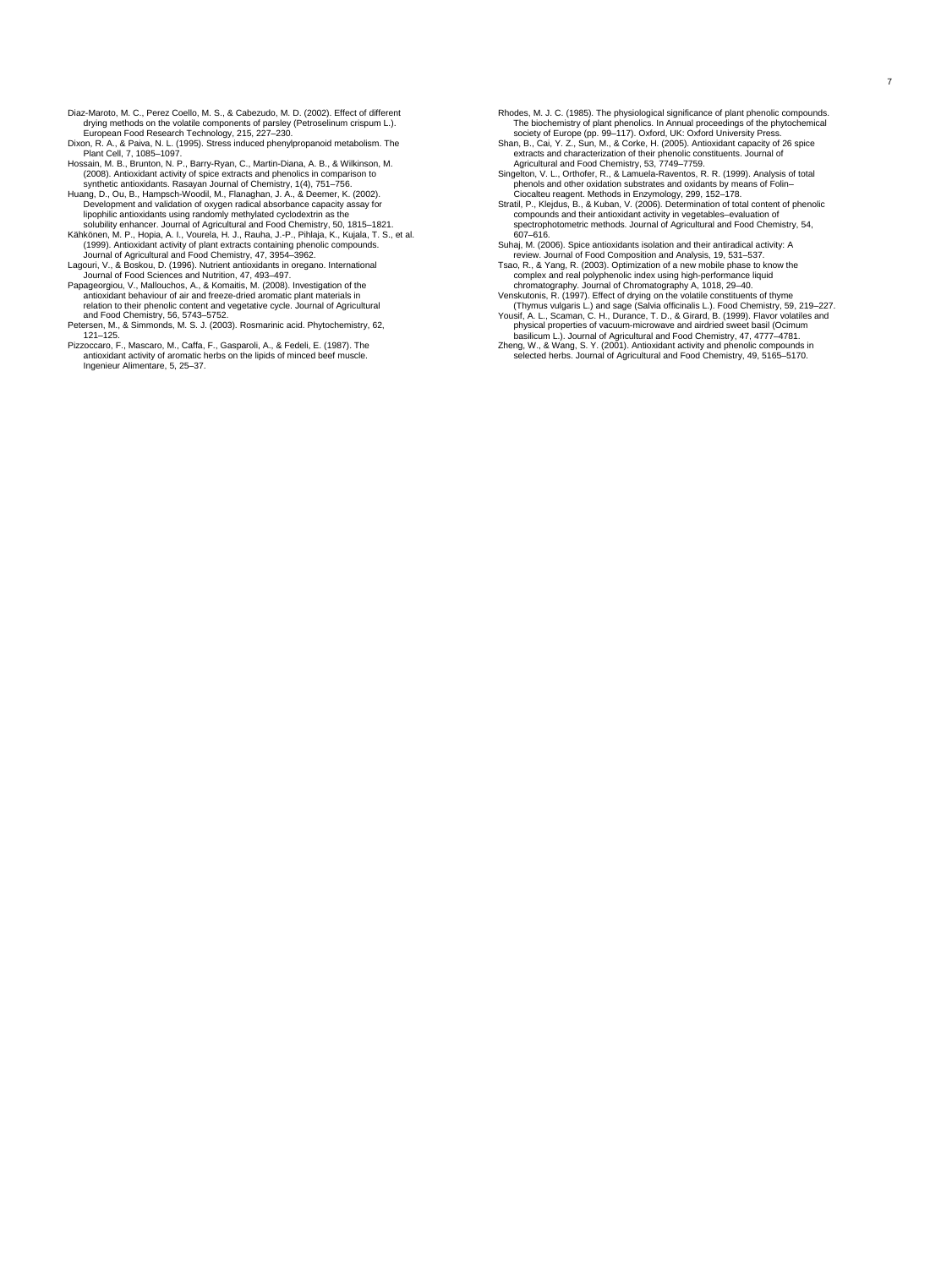Diaz-Maroto, M. C., Perez Coello, M. S., & Cabezudo, M. D. (2002). Effect of different drying methods on the volatile components of parsley (Petroselinum crispum L.). European Food Research Technology, 215, 227–230.

Dixon, R. A., & Paiva, N. L. (1995). Stress induced phenylpropanoid metabolism. The Plant Cell, 7, 1085–1097.

Hossain, M. B., Brunton, N. P., Barry-Ryan, C., Martin-Diana, A. B., & Wilkinson, M. (2008). Antioxidant activity of spice extracts and phenolics in comparison to synthetic antioxidants. Rasayan Journal of Chemistry, 1(4), 751–756.

Huang, D., Ou, B., Hampsch-Woodil, M., Flanaghan, J. A., & Deemer, K. (2002). Development and validation of oxygen radical absorbance capacity assay for lipophilic antioxidants using randomly methylated cyclodextrin as the solubility enhancer. Journal of Agricultural and Food Chemistry, 50, 1815–1821.

Kähkönen, M. P., Hopia, A. I., Vourela, H. J., Rauha, J.-P., Pihlaja, K., Kujala, T. S., et al. (1999). Antioxidant activity of plant extracts containing phenolic compounds. Journal of Agricultural and Food Chemistry, 47, 3954–3962.

Lagouri, V., & Boskou, D. (1996). Nutrient antioxidants in oregano. International Journal of Food Sciences and Nutrition, 47, 493–497.

Papageorgiou, V., Mallouchos, A., & Komaitis, M. (2008). Investigation of the antioxidant behaviour of air and freeze-dried aromatic plant materials in relation to their phenolic content and vegetative cycle. Journal of Agricultural and Food Chemistry, 56, 5743–5752.

Petersen, M., & Simmonds, M. S. J. (2003). Rosmarinic acid. Phytochemistry, 62, 121–125.

Pizzoccaro, F., Mascaro, M., Caffa, F., Gasparoli, A., & Fedeli, E. (1987). The antioxidant activity of aromatic herbs on the lipids of minced beef muscle. Ingenieur Alimentare, 5, 25–37.

Rhodes, M. J. C. (1985). The physiological significance of plant phenolic compounds. The biochemistry of plant phenolics. In Annual proceedings of the phytochemical society of Europe (pp. 99–117). Oxford, UK: Oxford University Press.

Shan, B., Cai, Y. Z., Sun, M., & Corke, H. (2005). Antioxidant capacity of 26 spice extracts and characterization of their phenolic constituents. Journal of Agricultural and Food Chemistry, 53, 7749–7759.

Singelton, V. L., Orthofer, R., & Lamuela-Raventos, R. R. (1999). Analysis of total phenols and other oxidation substrates and oxidants by means of Folin–Ciocalteu reagent. Methods in Enzymology, 299, 152–178.

Stratil, P., Klejdus, B., & Kuban, V. (2006). Determination of total content of phenolic compounds and their antioxidant activity in vegetables–evaluation of spectrophotometric methods. Journal of Agricultural and Food Chemistry, 54, 607–616.

Suhaj, M. (2006). Spice antioxidants isolation and their antiradical activity: A review. Journal of Food Composition and Analysis, 19, 531–537.

Tsao, R., & Yang, R. (2003). Optimization of a new mobile phase to know the complex and real polyphenolic index using high-performance liquid chromatography. Journal of Chromatography A, 1018, 29–40.

Venskutonis, R. (1997). Effect of drying on the volatile constituents of thyme (Thymus vulgaris L.) and sage (Salvia officinalis L.). Food Chemistry, 59, 219–227.

Yousif, A. L., Scaman, C. H., Durance, T. D., & Girard, B. (1999). Flavor volatiles and physical properties of vacuum-microwave and airdried sweet basil (Ocimum basilicum L.). Journal of Agricultural and Food Chemistry, 47, 4777–4781.

Zheng, W., & Wang, S. Y. (2001). Antioxidant activity and phenolic compounds in selected herbs. Journal of Agricultural and Food Chemistry, 49, 5165–5170.